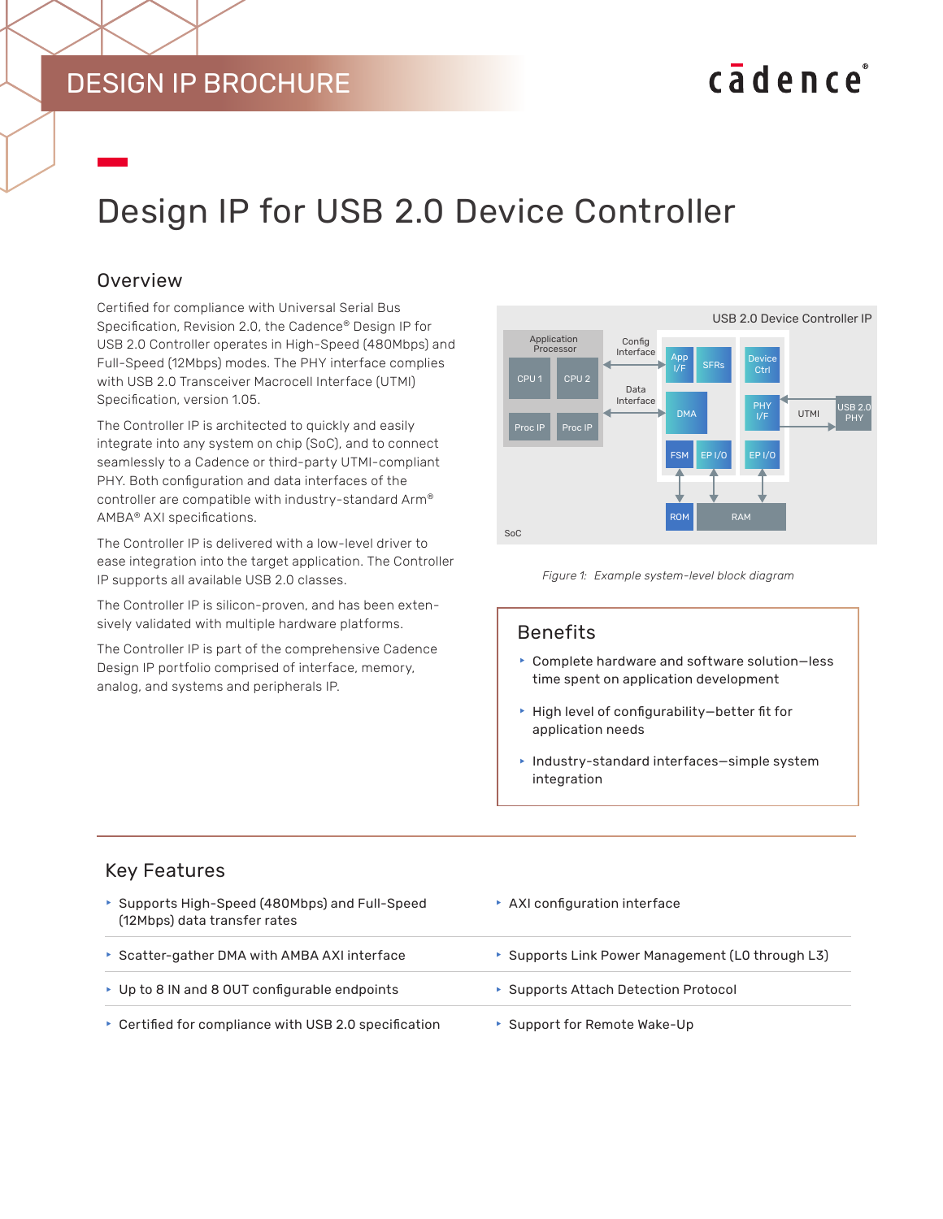DESIGN IP BROCHURE

# Design IP for USB 2.0 Device Controller

## Overview

Certified for compliance with Universal Serial Bus Specification, Revision 2.0, the Cadence® Design IP for USB 2.0 Controller operates in High-Speed (480Mbps) and Full-Speed (12Mbps) modes. The PHY interface complies with USB 2.0 Transceiver Macrocell Interface (UTMI) Specification, version 1.05.

The Controller IP is architected to quickly and easily integrate into any system on chip (SoC), and to connect seamlessly to a Cadence or third-party UTMI-compliant PHY. Both configuration and data interfaces of the controller are compatible with industry-standard Arm® AMBA® AXI specifications.

The Controller IP is delivered with a low-level driver to ease integration into the target application. The Controller IP supports all available USB 2.0 classes.

The Controller IP is silicon-proven, and has been extensively validated with multiple hardware platforms.

The Controller IP is part of the comprehensive Cadence Design IP portfolio comprised of interface, memory, analog, and systems and peripherals IP.

*Figure 1: Example system-level block diagram*

## Benefits

- Complete hardware and software solution—less time spent on application development
- High level of configurability—better fit for application needs
- Industry-standard interfaces—simple system integration

## Key Features

- Supports High-Speed (480Mbps) and Full-Speed (12Mbps) data transfer rates
- Scatter-gather DMA with AMBA AXI interface
- Up to 8 IN and 8 OUT configurable endpoints
- Certified for compliance with USB 2.0 specification
- AXI configuration interface
- Supports Link Power Management (L0 through L3)
- Supports Attach Detection Protocol
- Support for Remote Wake-Up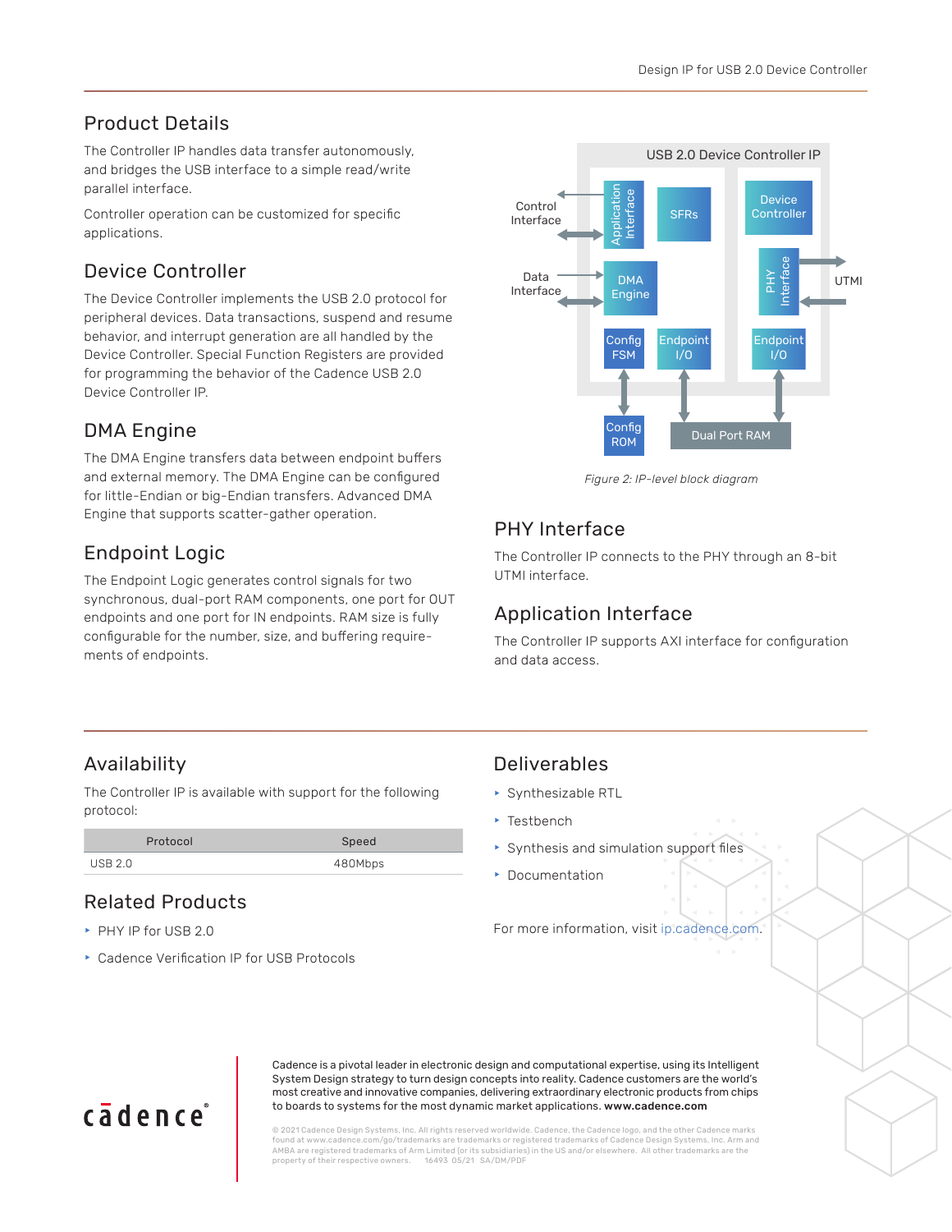## Product Details

The Controller IP handles data transfer autonomously, and bridges the USB interface to a simple read/write parallel interface.

Controller operation can be customized for specific applications.

## Device Controller

The Device Controller implements the USB 2.0 protocol for peripheral devices. Data transactions, suspend and resume behavior, and interrupt generation are all handled by the Device Controller. Special Function Registers are provided for programming the behavior of the Cadence USB 2.0 Device Controller IP.

## DMA Engine

The DMA Engine transfers data between endpoint buffers and external memory. The DMA Engine can be configured for little-Endian or big-Endian transfers. Advanced DMA Engine that supports scatter-gather operation.

## Endpoint Logic

The Endpoint Logic generates control signals for two synchronous, dual-port RAM components, one port for OUT endpoints and one port for IN endpoints. RAM size is fully configurable for the number, size, and buffering requirements of endpoints.

USB 2.0 Device Controller IP
Control Interface
Data Interface
Application Interface
SFRs
Device Controller
DMA Engine
PHY Interface
UTMI
Config FSM
Endpoint I/O
Endpoint I/O
Config ROM
Dual Port RAM

*Figure 2: IP-level block diagram*

## PHY Interface

The Controller IP connects to the PHY through an 8-bit UTMI interface.

## Application Interface

The Controller IP supports AXI interface for configuration and data access.

## Availability

The Controller IP is available with support for the following protocol:

| Protocol | Speed |
|---|---|
| USB 2.0 | 480Mbps |

## Related Products

- PHY IP for USB 2.0
- Cadence Verification IP for USB Protocols

## Deliverables

- Synthesizable RTL
- Testbench
- Synthesis and simulation support files
- Documentation

For more information, visit ip.cadence.com.

Cadence is a pivotal leader in electronic design and computational expertise, using its Intelligent System Design strategy to turn design concepts into reality. Cadence customers are the world's most creative and innovative companies, delivering extraordinary electronic products from chips to boards to systems for the most dynamic market applications. **www.cadence.com**

© 2021 Cadence Design Systems, Inc. All rights reserved worldwide. Cadence, the Cadence logo, and the other Cadence marks found at www.cadence.com/go/trademarks are trademarks or registered trademarks of Cadence Design Systems, Inc. Arm and AMBA are registered trademarks of Arm Limited (or its subsidiaries) in the US and/or elsewhere. All other trademarks are the property of their respective owners. 16493 05/21 SA/DM/PDF